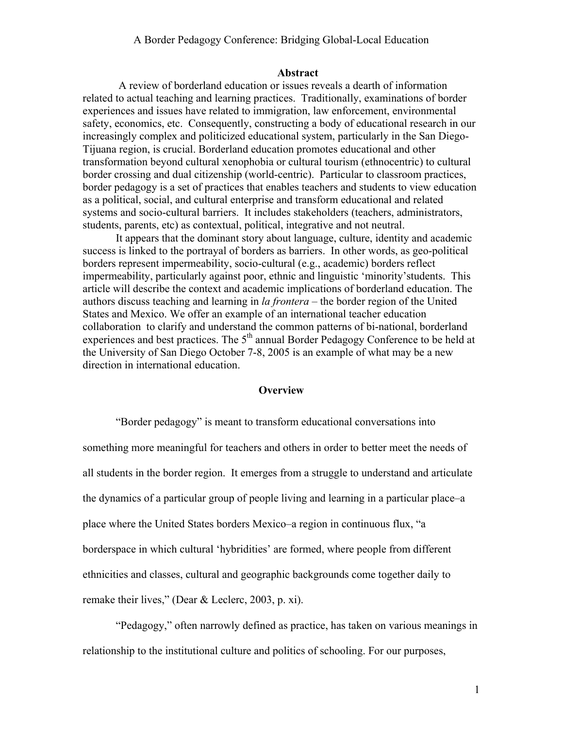# A Border Pedagogy Conference: Bridging Global-Local Education

## Abstract

A review of borderland education or issues reveals a dearth of information related to actual teaching and learning practices. Traditionally, examinations of border experiences and issues have related to immigration, law enforcement, environmental safety, economics, etc. Consequently, constructing a body of educational research in our increasingly complex and politicized educational system, particularly in the San Diego-Tijuana region, is crucial. Borderland education promotes educational and other transformation beyond cultural xenophobia or cultural tourism (ethnocentric) to cultural border crossing and dual citizenship (world-centric). Particular to classroom practices, border pedagogy is a set of practices that enables teachers and students to view education as a political, social, and cultural enterprise and transform educational and related systems and socio-cultural barriers. It includes stakeholders (teachers, administrators, students, parents, etc) as contextual, political, integrative and not neutral.

It appears that the dominant story about language, culture, identity and academic success is linked to the portrayal of borders as barriers. In other words, as geo-political borders represent impermeability, socio-cultural (e.g., academic) borders reflect impermeability, particularly against poor, ethnic and linguistic 'minority'students. This article will describe the context and academic implications of borderland education. The authors discuss teaching and learning in *la frontera* – the border region of the United States and Mexico. We offer an example of an international teacher education collaboration to clarify and understand the common patterns of bi-national, borderland experiences and best practices. The 5th annual Border Pedagogy Conference to be held at the University of San Diego October 7-8, 2005 is an example of what may be a new direction in international education.

## Overview

"Border pedagogy" is meant to transform educational conversations into something more meaningful for teachers and others in order to better meet the needs of all students in the border region. It emerges from a struggle to understand and articulate the dynamics of a particular group of people living and learning in a particular place–a place where the United States borders Mexico–a region in continuous flux, "a borderspace in which cultural 'hybridities' are formed, where people from different ethnicities and classes, cultural and geographic backgrounds come together daily to remake their lives," (Dear & Leclerc, 2003, p. xi).

"Pedagogy," often narrowly defined as practice, has taken on various meanings in relationship to the institutional culture and politics of schooling. For our purposes,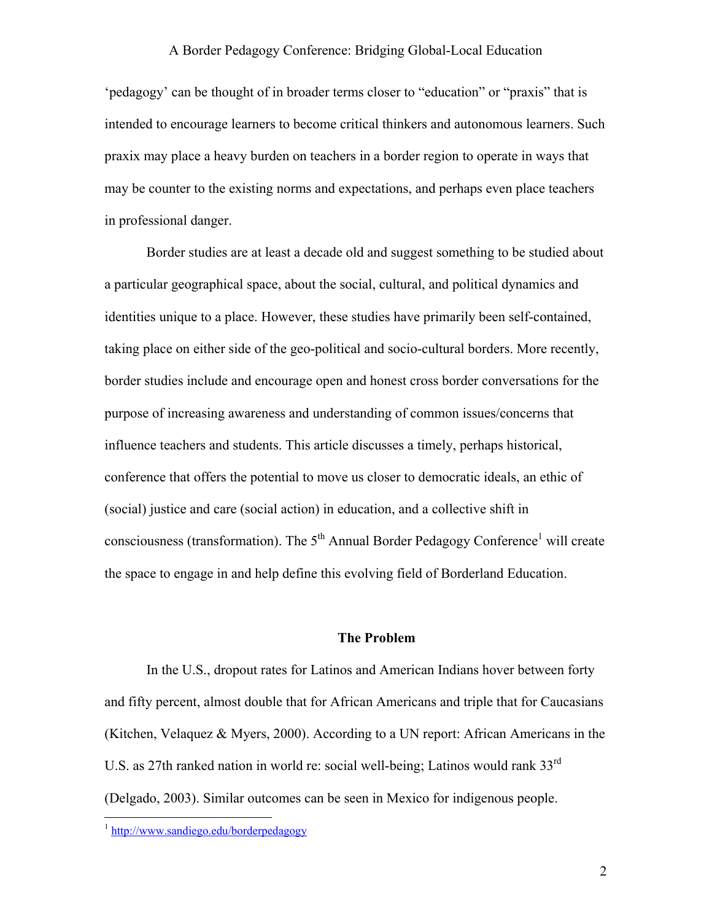'pedagogy' can be thought of in broader terms closer to "education" or "praxis" that is intended to encourage learners to become critical thinkers and autonomous learners. Such praxix may place a heavy burden on teachers in a border region to operate in ways that may be counter to the existing norms and expectations, and perhaps even place teachers in professional danger.

Border studies are at least a decade old and suggest something to be studied about a particular geographical space, about the social, cultural, and political dynamics and identities unique to a place. However, these studies have primarily been self-contained, taking place on either side of the geo-political and socio-cultural borders. More recently, border studies include and encourage open and honest cross border conversations for the purpose of increasing awareness and understanding of common issues/concerns that influence teachers and students. This article discusses a timely, perhaps historical, conference that offers the potential to move us closer to democratic ideals, an ethic of (social) justice and care (social action) in education, and a collective shift in consciousness (transformation). The 5th Annual Border Pedagogy Conference[1] will create the space to engage in and help define this evolving field of Borderland Education.

## The Problem

In the U.S., dropout rates for Latinos and American Indians hover between forty and fifty percent, almost double that for African Americans and triple that for Caucasians (Kitchen, Velaquez & Myers, 2000). According to a UN report: African Americans in the U.S. as 27th ranked nation in world re: social well-being; Latinos would rank 33rd (Delgado, 2003). Similar outcomes can be seen in Mexico for indigenous people.

[1] http://www.sandiego.edu/borderpedagogy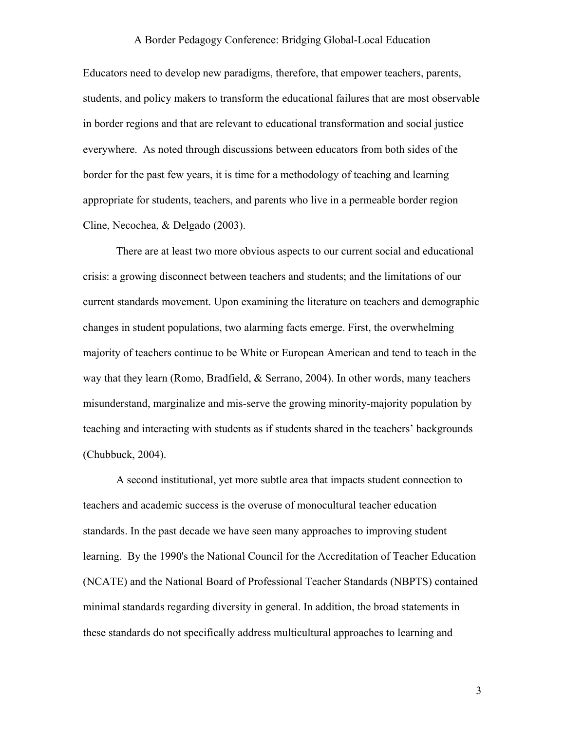Educators need to develop new paradigms, therefore, that empower teachers, parents, students, and policy makers to transform the educational failures that are most observable in border regions and that are relevant to educational transformation and social justice everywhere. As noted through discussions between educators from both sides of the border for the past few years, it is time for a methodology of teaching and learning appropriate for students, teachers, and parents who live in a permeable border region Cline, Necochea, & Delgado (2003).

There are at least two more obvious aspects to our current social and educational crisis: a growing disconnect between teachers and students; and the limitations of our current standards movement. Upon examining the literature on teachers and demographic changes in student populations, two alarming facts emerge. First, the overwhelming majority of teachers continue to be White or European American and tend to teach in the way that they learn (Romo, Bradfield, & Serrano, 2004). In other words, many teachers misunderstand, marginalize and mis-serve the growing minority-majority population by teaching and interacting with students as if students shared in the teachers' backgrounds (Chubbuck, 2004).

A second institutional, yet more subtle area that impacts student connection to teachers and academic success is the overuse of monocultural teacher education standards. In the past decade we have seen many approaches to improving student learning. By the 1990's the National Council for the Accreditation of Teacher Education (NCATE) and the National Board of Professional Teacher Standards (NBPTS) contained minimal standards regarding diversity in general. In addition, the broad statements in these standards do not specifically address multicultural approaches to learning and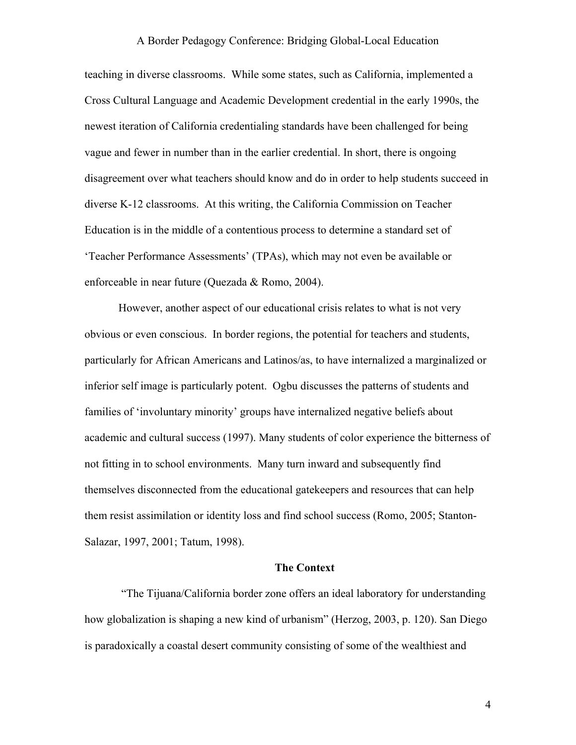teaching in diverse classrooms. While some states, such as California, implemented a Cross Cultural Language and Academic Development credential in the early 1990s, the newest iteration of California credentialing standards have been challenged for being vague and fewer in number than in the earlier credential. In short, there is ongoing disagreement over what teachers should know and do in order to help students succeed in diverse K-12 classrooms. At this writing, the California Commission on Teacher Education is in the middle of a contentious process to determine a standard set of 'Teacher Performance Assessments' (TPAs), which may not even be available or enforceable in near future (Quezada & Romo, 2004).

However, another aspect of our educational crisis relates to what is not very obvious or even conscious. In border regions, the potential for teachers and students, particularly for African Americans and Latinos/as, to have internalized a marginalized or inferior self image is particularly potent. Ogbu discusses the patterns of students and families of 'involuntary minority' groups have internalized negative beliefs about academic and cultural success (1997). Many students of color experience the bitterness of not fitting in to school environments. Many turn inward and subsequently find themselves disconnected from the educational gatekeepers and resources that can help them resist assimilation or identity loss and find school success (Romo, 2005; Stanton-Salazar, 1997, 2001; Tatum, 1998).

## The Context

"The Tijuana/California border zone offers an ideal laboratory for understanding how globalization is shaping a new kind of urbanism" (Herzog, 2003, p. 120). San Diego is paradoxically a coastal desert community consisting of some of the wealthiest and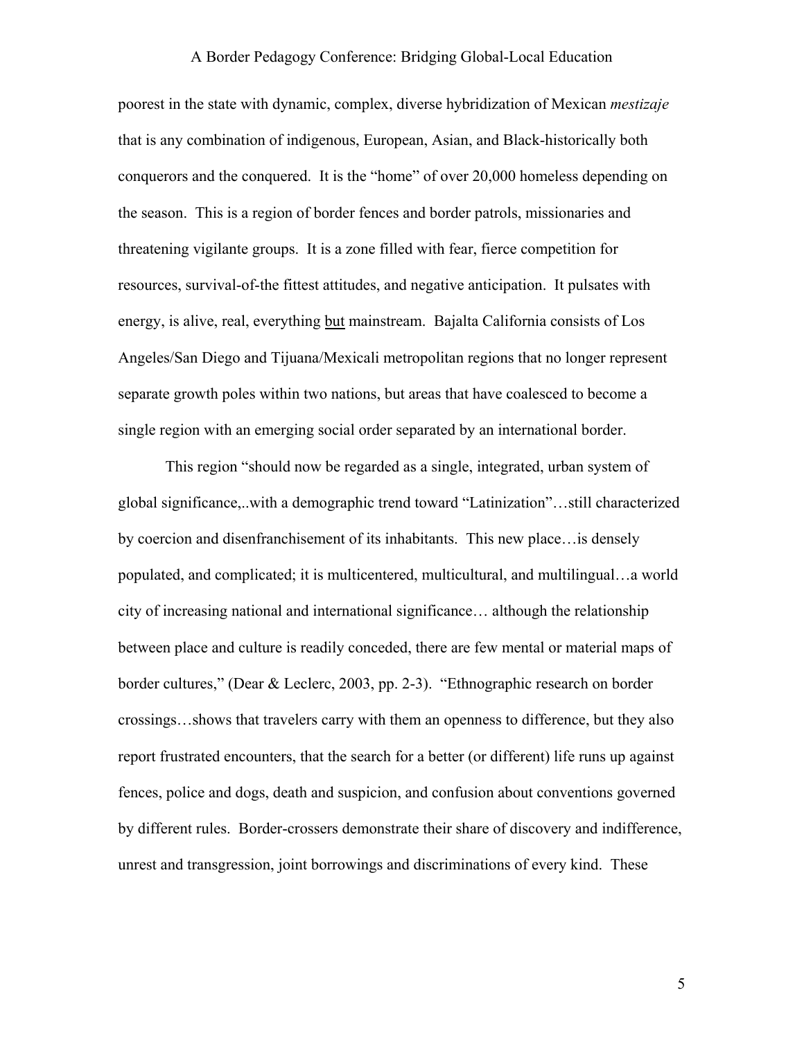poorest in the state with dynamic, complex, diverse hybridization of Mexican *mestizaje* that is any combination of indigenous, European, Asian, and Black-historically both conquerors and the conquered. It is the "home" of over 20,000 homeless depending on the season. This is a region of border fences and border patrols, missionaries and threatening vigilante groups. It is a zone filled with fear, fierce competition for resources, survival-of-the fittest attitudes, and negative anticipation. It pulsates with energy, is alive, real, everything <u>but</u> mainstream. Bajalta California consists of Los Angeles/San Diego and Tijuana/Mexicali metropolitan regions that no longer represent separate growth poles within two nations, but areas that have coalesced to become a single region with an emerging social order separated by an international border.

This region "should now be regarded as a single, integrated, urban system of global significance,..with a demographic trend toward "Latinization"…still characterized by coercion and disenfranchisement of its inhabitants. This new place…is densely populated, and complicated; it is multicentered, multicultural, and multilingual…a world city of increasing national and international significance… although the relationship between place and culture is readily conceded, there are few mental or material maps of border cultures," (Dear & Leclerc, 2003, pp. 2-3). "Ethnographic research on border crossings…shows that travelers carry with them an openness to difference, but they also report frustrated encounters, that the search for a better (or different) life runs up against fences, police and dogs, death and suspicion, and confusion about conventions governed by different rules. Border-crossers demonstrate their share of discovery and indifference, unrest and transgression, joint borrowings and discriminations of every kind. These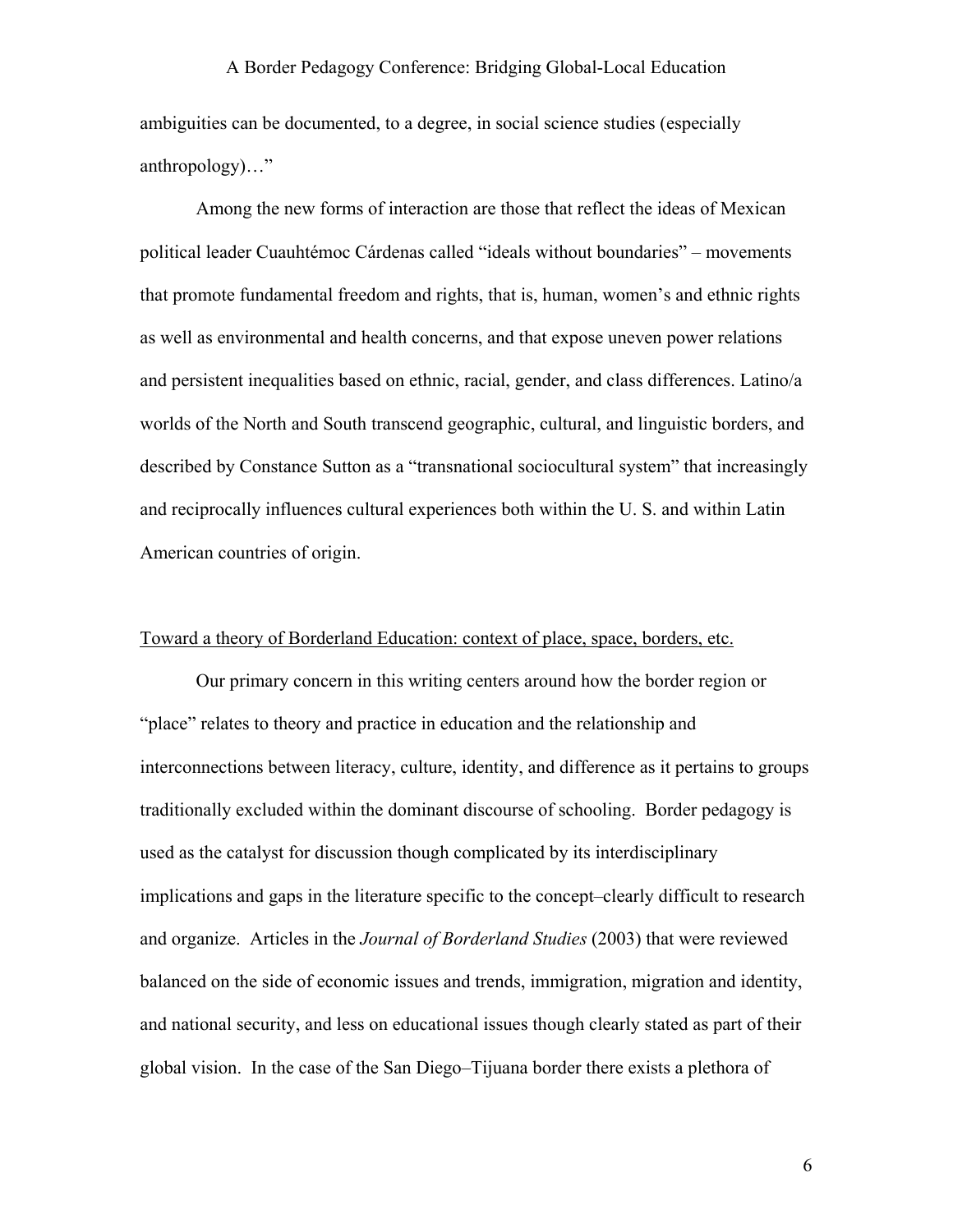ambiguities can be documented, to a degree, in social science studies (especially anthropology)…"

Among the new forms of interaction are those that reflect the ideas of Mexican political leader Cuauhtémoc Cárdenas called "ideals without boundaries" – movements that promote fundamental freedom and rights, that is, human, women's and ethnic rights as well as environmental and health concerns, and that expose uneven power relations and persistent inequalities based on ethnic, racial, gender, and class differences. Latino/a worlds of the North and South transcend geographic, cultural, and linguistic borders, and described by Constance Sutton as a "transnational sociocultural system" that increasingly and reciprocally influences cultural experiences both within the U. S. and within Latin American countries of origin.

<u>Toward a theory of Borderland Education: context of place, space, borders, etc.</u>

Our primary concern in this writing centers around how the border region or "place" relates to theory and practice in education and the relationship and interconnections between literacy, culture, identity, and difference as it pertains to groups traditionally excluded within the dominant discourse of schooling. Border pedagogy is used as the catalyst for discussion though complicated by its interdisciplinary implications and gaps in the literature specific to the concept–clearly difficult to research and organize. Articles in the *Journal of Borderland Studies* (2003) that were reviewed balanced on the side of economic issues and trends, immigration, migration and identity, and national security, and less on educational issues though clearly stated as part of their global vision. In the case of the San Diego–Tijuana border there exists a plethora of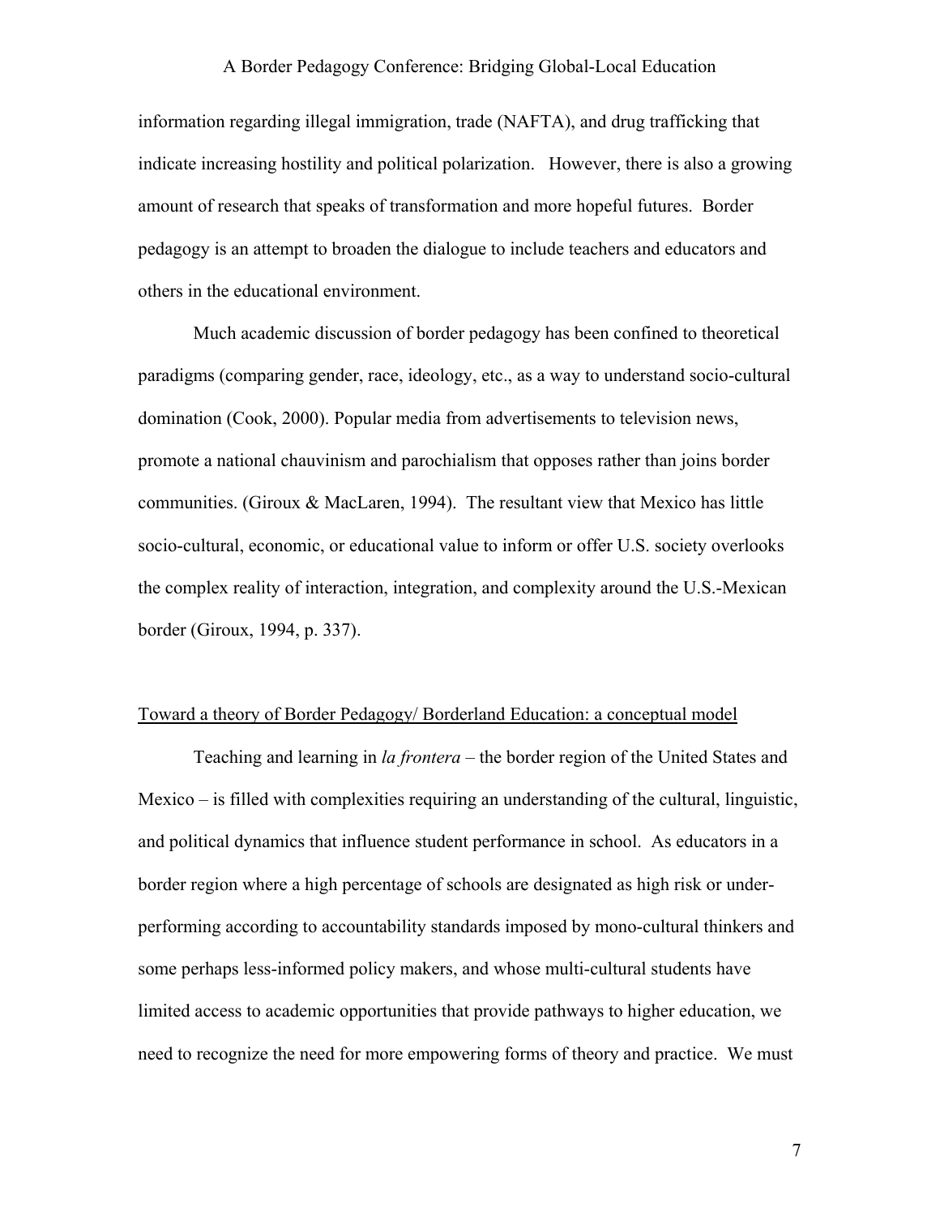information regarding illegal immigration, trade (NAFTA), and drug trafficking that indicate increasing hostility and political polarization. However, there is also a growing amount of research that speaks of transformation and more hopeful futures. Border pedagogy is an attempt to broaden the dialogue to include teachers and educators and others in the educational environment.

Much academic discussion of border pedagogy has been confined to theoretical paradigms (comparing gender, race, ideology, etc., as a way to understand socio-cultural domination (Cook, 2000). Popular media from advertisements to television news, promote a national chauvinism and parochialism that opposes rather than joins border communities. (Giroux & MacLaren, 1994). The resultant view that Mexico has little socio-cultural, economic, or educational value to inform or offer U.S. society overlooks the complex reality of interaction, integration, and complexity around the U.S.-Mexican border (Giroux, 1994, p. 337).

<u>Toward a theory of Border Pedagogy/ Borderland Education: a conceptual model</u>

Teaching and learning in *la frontera* – the border region of the United States and Mexico – is filled with complexities requiring an understanding of the cultural, linguistic, and political dynamics that influence student performance in school. As educators in a border region where a high percentage of schools are designated as high risk or under-performing according to accountability standards imposed by mono-cultural thinkers and some perhaps less-informed policy makers, and whose multi-cultural students have limited access to academic opportunities that provide pathways to higher education, we need to recognize the need for more empowering forms of theory and practice. We must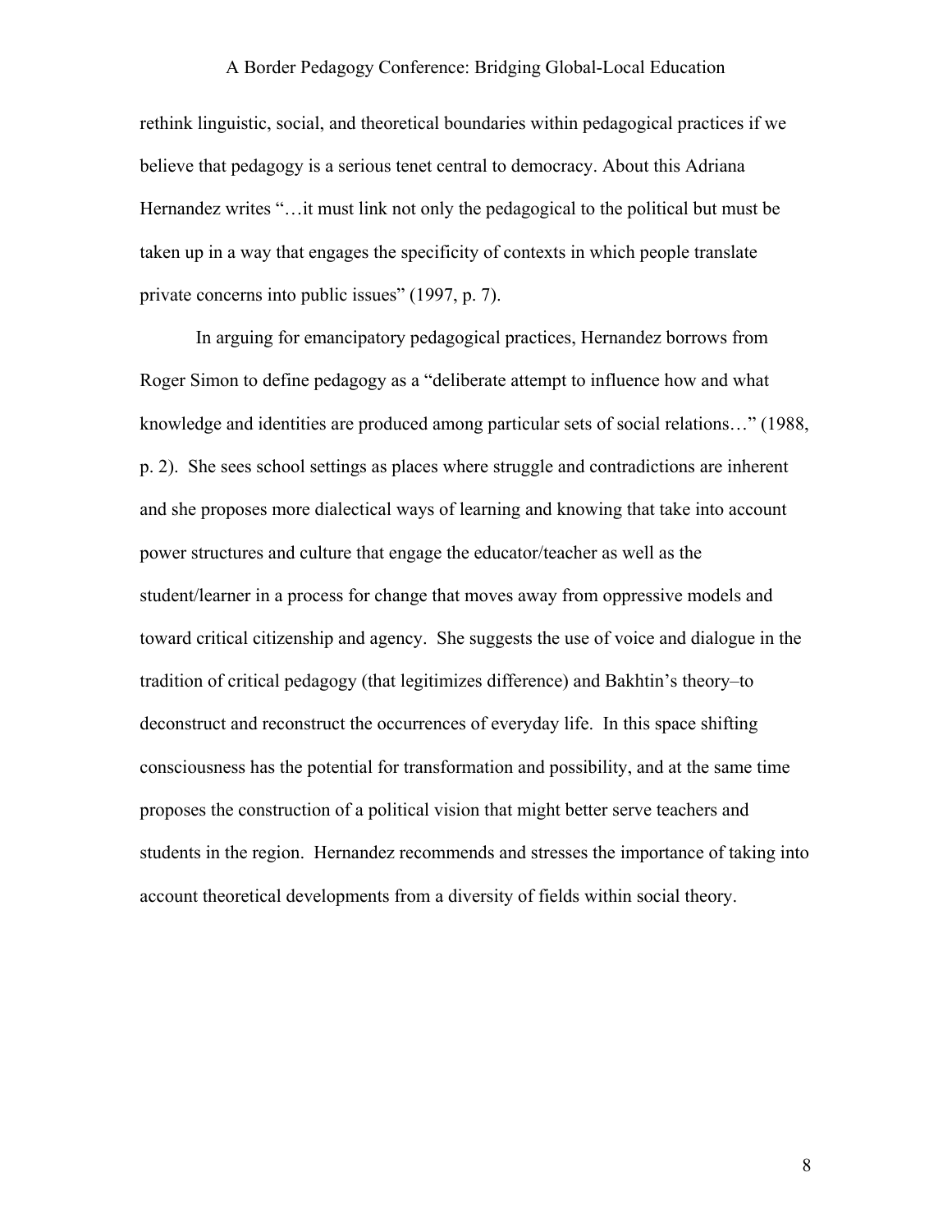rethink linguistic, social, and theoretical boundaries within pedagogical practices if we believe that pedagogy is a serious tenet central to democracy. About this Adriana Hernandez writes "…it must link not only the pedagogical to the political but must be taken up in a way that engages the specificity of contexts in which people translate private concerns into public issues" (1997, p. 7).

In arguing for emancipatory pedagogical practices, Hernandez borrows from Roger Simon to define pedagogy as a "deliberate attempt to influence how and what knowledge and identities are produced among particular sets of social relations…" (1988, p. 2). She sees school settings as places where struggle and contradictions are inherent and she proposes more dialectical ways of learning and knowing that take into account power structures and culture that engage the educator/teacher as well as the student/learner in a process for change that moves away from oppressive models and toward critical citizenship and agency. She suggests the use of voice and dialogue in the tradition of critical pedagogy (that legitimizes difference) and Bakhtin's theory–to deconstruct and reconstruct the occurrences of everyday life. In this space shifting consciousness has the potential for transformation and possibility, and at the same time proposes the construction of a political vision that might better serve teachers and students in the region. Hernandez recommends and stresses the importance of taking into account theoretical developments from a diversity of fields within social theory.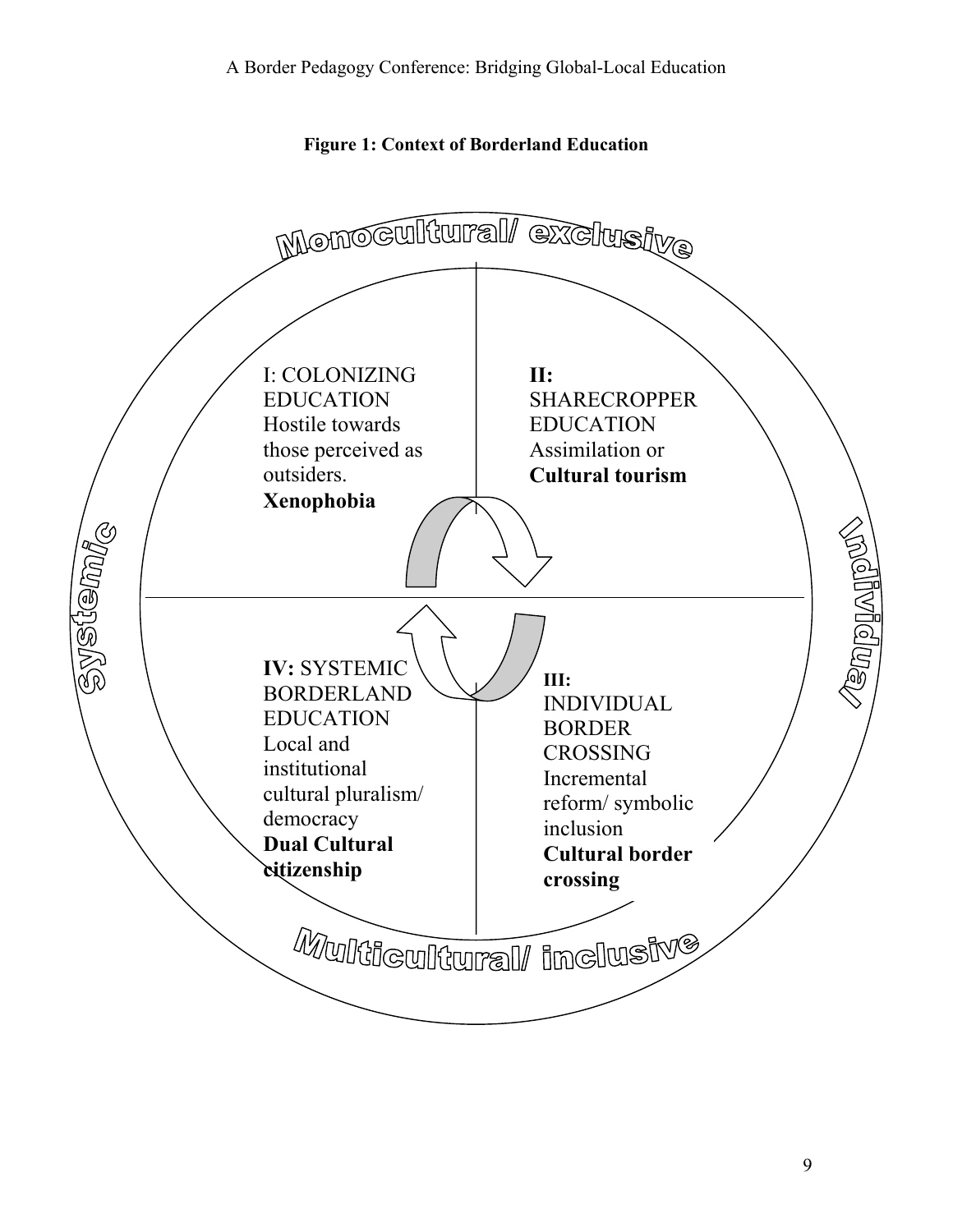**Figure 1: Context of Borderland Education**

Monocultural/ exclusive

Systemic

Individual

I: COLONIZING EDUCATION
Hostile towards those perceived as outsiders.
**Xenophobia**

**II:** SHARECROPPER EDUCATION
Assimilation or
**Cultural tourism**

**IV:** SYSTEMIC BORDERLAND EDUCATION
Local and institutional cultural pluralism/ democracy
**Dual Cultural citizenship**

**III:** INDIVIDUAL BORDER CROSSING
Incremental reform/ symbolic inclusion
**Cultural border crossing**

Multicultural/ inclusive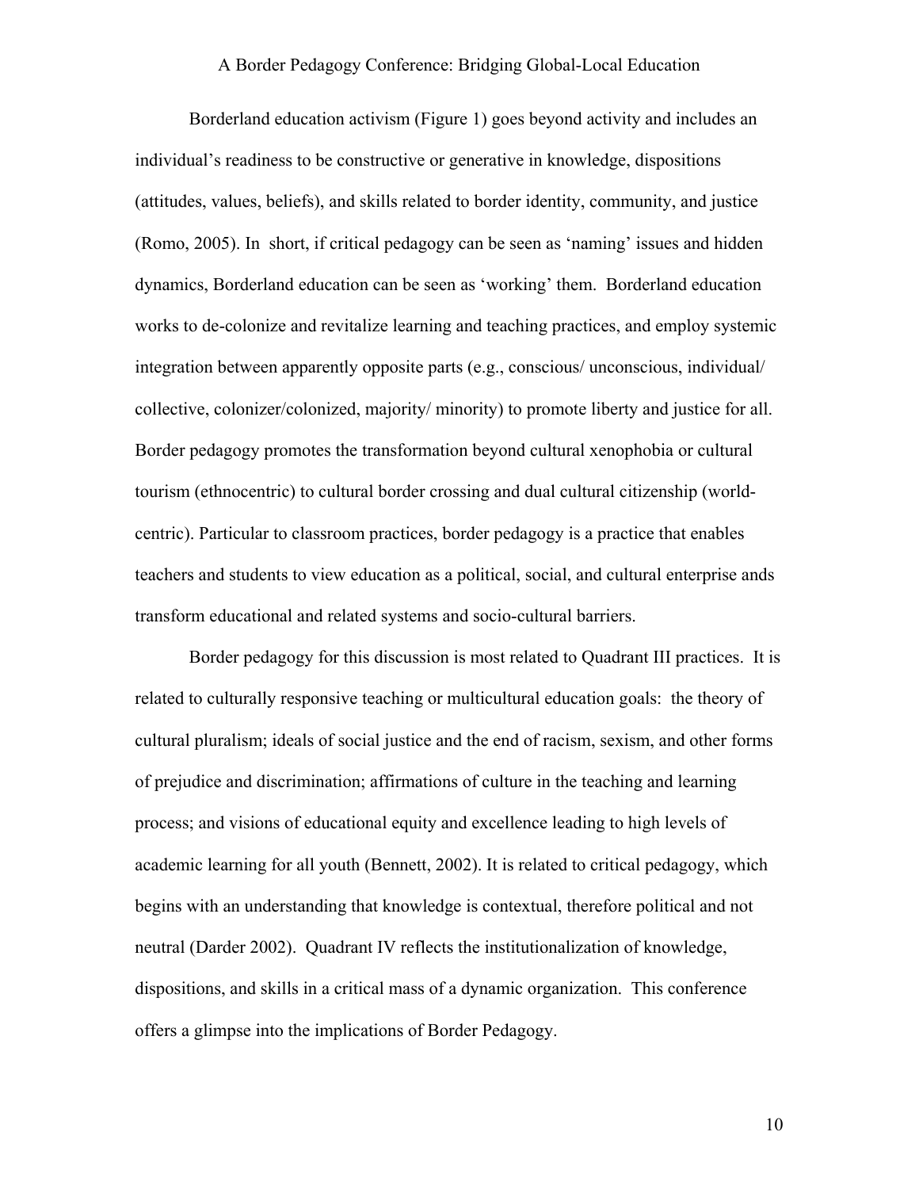Borderland education activism (Figure 1) goes beyond activity and includes an individual's readiness to be constructive or generative in knowledge, dispositions (attitudes, values, beliefs), and skills related to border identity, community, and justice (Romo, 2005). In short, if critical pedagogy can be seen as 'naming' issues and hidden dynamics, Borderland education can be seen as 'working' them. Borderland education works to de-colonize and revitalize learning and teaching practices, and employ systemic integration between apparently opposite parts (e.g., conscious/ unconscious, individual/ collective, colonizer/colonized, majority/ minority) to promote liberty and justice for all. Border pedagogy promotes the transformation beyond cultural xenophobia or cultural tourism (ethnocentric) to cultural border crossing and dual cultural citizenship (world-centric). Particular to classroom practices, border pedagogy is a practice that enables teachers and students to view education as a political, social, and cultural enterprise ands transform educational and related systems and socio-cultural barriers.

Border pedagogy for this discussion is most related to Quadrant III practices. It is related to culturally responsive teaching or multicultural education goals: the theory of cultural pluralism; ideals of social justice and the end of racism, sexism, and other forms of prejudice and discrimination; affirmations of culture in the teaching and learning process; and visions of educational equity and excellence leading to high levels of academic learning for all youth (Bennett, 2002). It is related to critical pedagogy, which begins with an understanding that knowledge is contextual, therefore political and not neutral (Darder 2002). Quadrant IV reflects the institutionalization of knowledge, dispositions, and skills in a critical mass of a dynamic organization. This conference offers a glimpse into the implications of Border Pedagogy.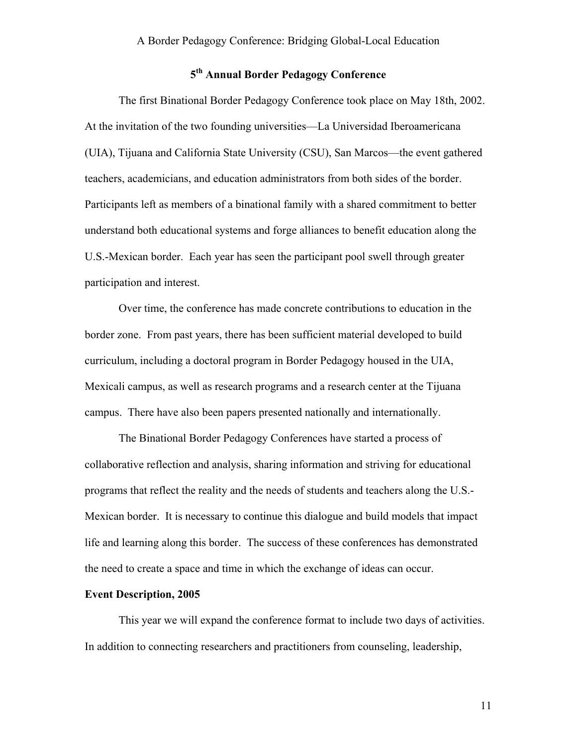## 5th Annual Border Pedagogy Conference

The first Binational Border Pedagogy Conference took place on May 18th, 2002. At the invitation of the two founding universities—La Universidad Iberoamericana (UIA), Tijuana and California State University (CSU), San Marcos—the event gathered teachers, academicians, and education administrators from both sides of the border. Participants left as members of a binational family with a shared commitment to better understand both educational systems and forge alliances to benefit education along the U.S.-Mexican border. Each year has seen the participant pool swell through greater participation and interest.

Over time, the conference has made concrete contributions to education in the border zone. From past years, there has been sufficient material developed to build curriculum, including a doctoral program in Border Pedagogy housed in the UIA, Mexicali campus, as well as research programs and a research center at the Tijuana campus. There have also been papers presented nationally and internationally.

The Binational Border Pedagogy Conferences have started a process of collaborative reflection and analysis, sharing information and striving for educational programs that reflect the reality and the needs of students and teachers along the U.S.-Mexican border. It is necessary to continue this dialogue and build models that impact life and learning along this border. The success of these conferences has demonstrated the need to create a space and time in which the exchange of ideas can occur.

**Event Description, 2005**

This year we will expand the conference format to include two days of activities. In addition to connecting researchers and practitioners from counseling, leadership,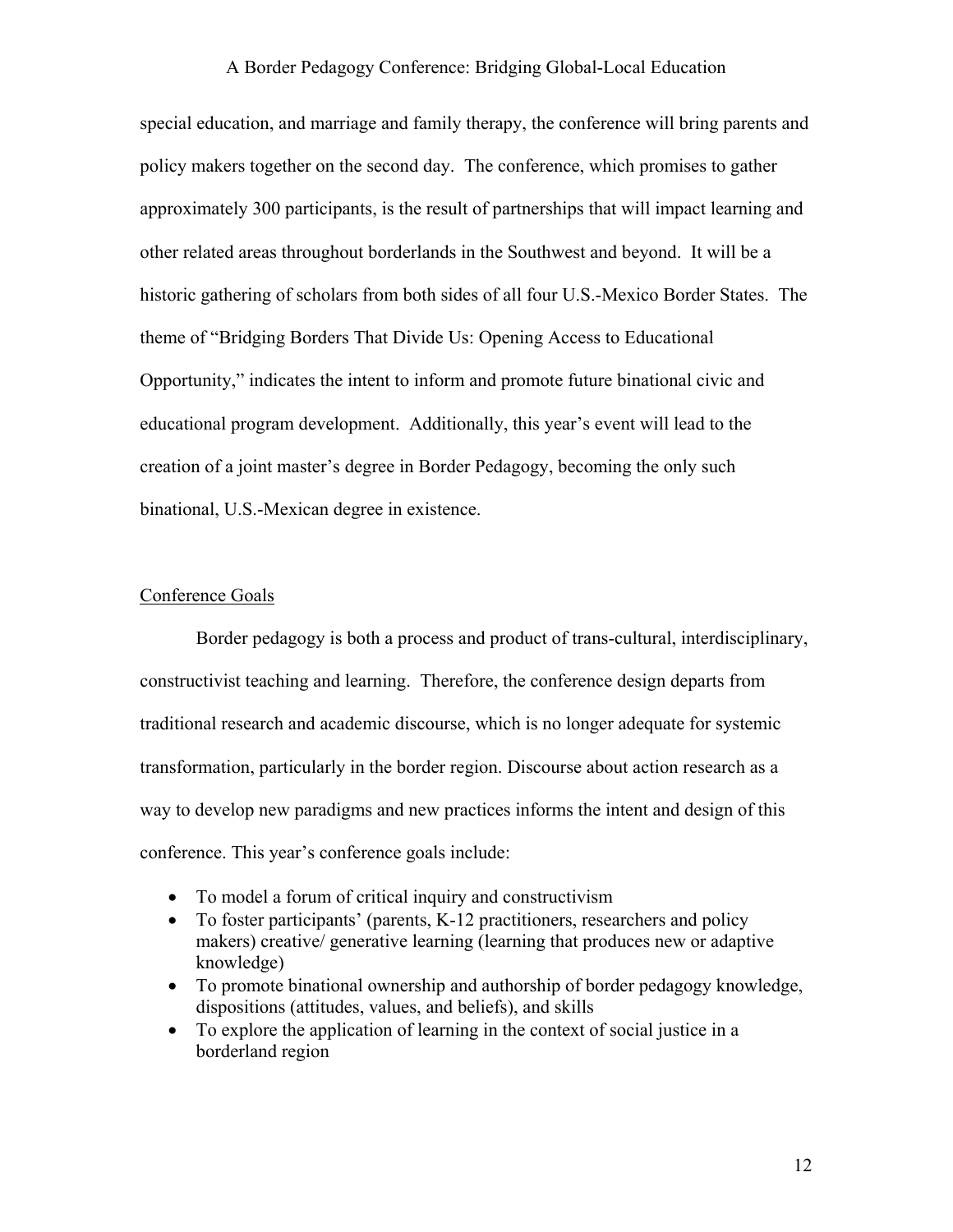special education, and marriage and family therapy, the conference will bring parents and policy makers together on the second day. The conference, which promises to gather approximately 300 participants, is the result of partnerships that will impact learning and other related areas throughout borderlands in the Southwest and beyond. It will be a historic gathering of scholars from both sides of all four U.S.-Mexico Border States. The theme of "Bridging Borders That Divide Us: Opening Access to Educational Opportunity," indicates the intent to inform and promote future binational civic and educational program development. Additionally, this year's event will lead to the creation of a joint master's degree in Border Pedagogy, becoming the only such binational, U.S.-Mexican degree in existence.

## Conference Goals

Border pedagogy is both a process and product of trans-cultural, interdisciplinary, constructivist teaching and learning. Therefore, the conference design departs from traditional research and academic discourse, which is no longer adequate for systemic transformation, particularly in the border region. Discourse about action research as a way to develop new paradigms and new practices informs the intent and design of this conference. This year's conference goals include:

- To model a forum of critical inquiry and constructivism
- To foster participants' (parents, K-12 practitioners, researchers and policy makers) creative/ generative learning (learning that produces new or adaptive knowledge)
- To promote binational ownership and authorship of border pedagogy knowledge, dispositions (attitudes, values, and beliefs), and skills
- To explore the application of learning in the context of social justice in a borderland region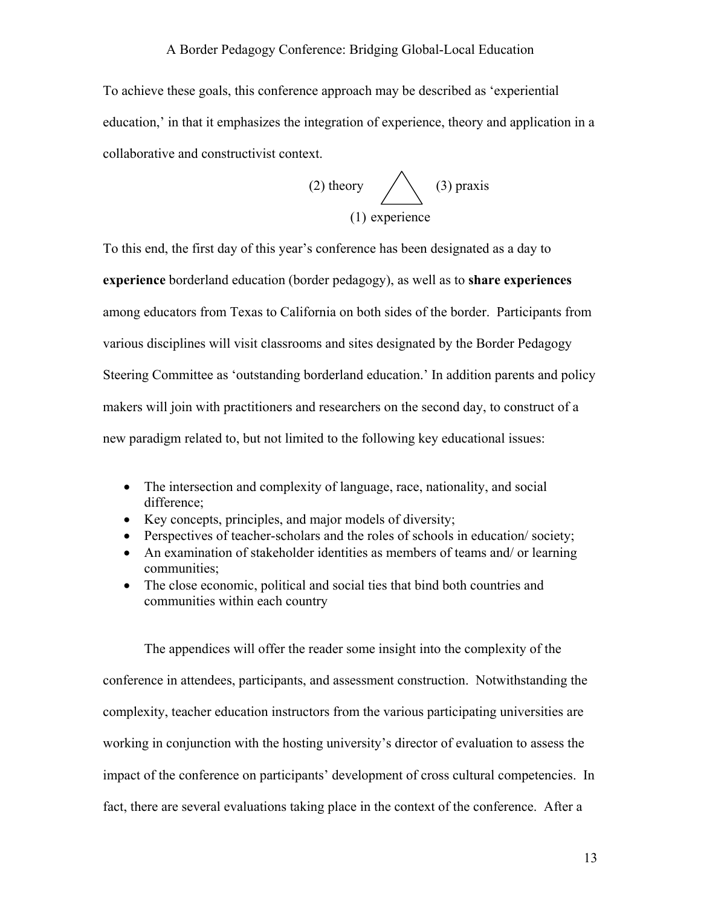To achieve these goals, this conference approach may be described as 'experiential education,' in that it emphasizes the integration of experience, theory and application in a collaborative and constructivist context.

(2) theory △ (3) praxis

(1) experience

To this end, the first day of this year's conference has been designated as a day to **experience** borderland education (border pedagogy), as well as to **share experiences** among educators from Texas to California on both sides of the border. Participants from various disciplines will visit classrooms and sites designated by the Border Pedagogy Steering Committee as 'outstanding borderland education.' In addition parents and policy makers will join with practitioners and researchers on the second day, to construct of a new paradigm related to, but not limited to the following key educational issues:

- The intersection and complexity of language, race, nationality, and social difference;
- Key concepts, principles, and major models of diversity;
- Perspectives of teacher-scholars and the roles of schools in education/ society;
- An examination of stakeholder identities as members of teams and/ or learning communities;
- The close economic, political and social ties that bind both countries and communities within each country

The appendices will offer the reader some insight into the complexity of the conference in attendees, participants, and assessment construction. Notwithstanding the complexity, teacher education instructors from the various participating universities are working in conjunction with the hosting university's director of evaluation to assess the impact of the conference on participants' development of cross cultural competencies. In fact, there are several evaluations taking place in the context of the conference. After a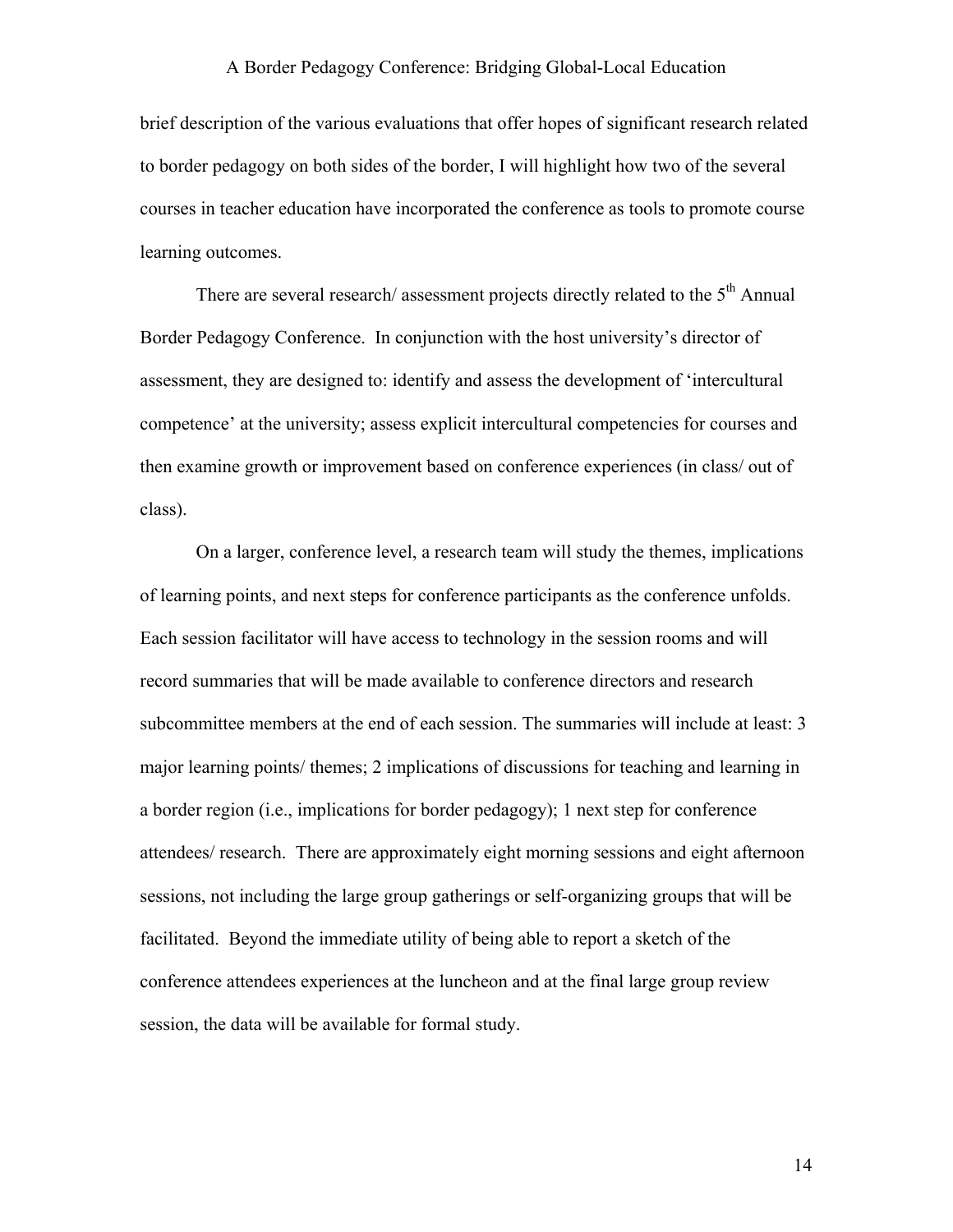brief description of the various evaluations that offer hopes of significant research related to border pedagogy on both sides of the border, I will highlight how two of the several courses in teacher education have incorporated the conference as tools to promote course learning outcomes.

There are several research/ assessment projects directly related to the 5th Annual Border Pedagogy Conference. In conjunction with the host university's director of assessment, they are designed to: identify and assess the development of 'intercultural competence' at the university; assess explicit intercultural competencies for courses and then examine growth or improvement based on conference experiences (in class/ out of class).

On a larger, conference level, a research team will study the themes, implications of learning points, and next steps for conference participants as the conference unfolds. Each session facilitator will have access to technology in the session rooms and will record summaries that will be made available to conference directors and research subcommittee members at the end of each session. The summaries will include at least: 3 major learning points/ themes; 2 implications of discussions for teaching and learning in a border region (i.e., implications for border pedagogy); 1 next step for conference attendees/ research. There are approximately eight morning sessions and eight afternoon sessions, not including the large group gatherings or self-organizing groups that will be facilitated. Beyond the immediate utility of being able to report a sketch of the conference attendees experiences at the luncheon and at the final large group review session, the data will be available for formal study.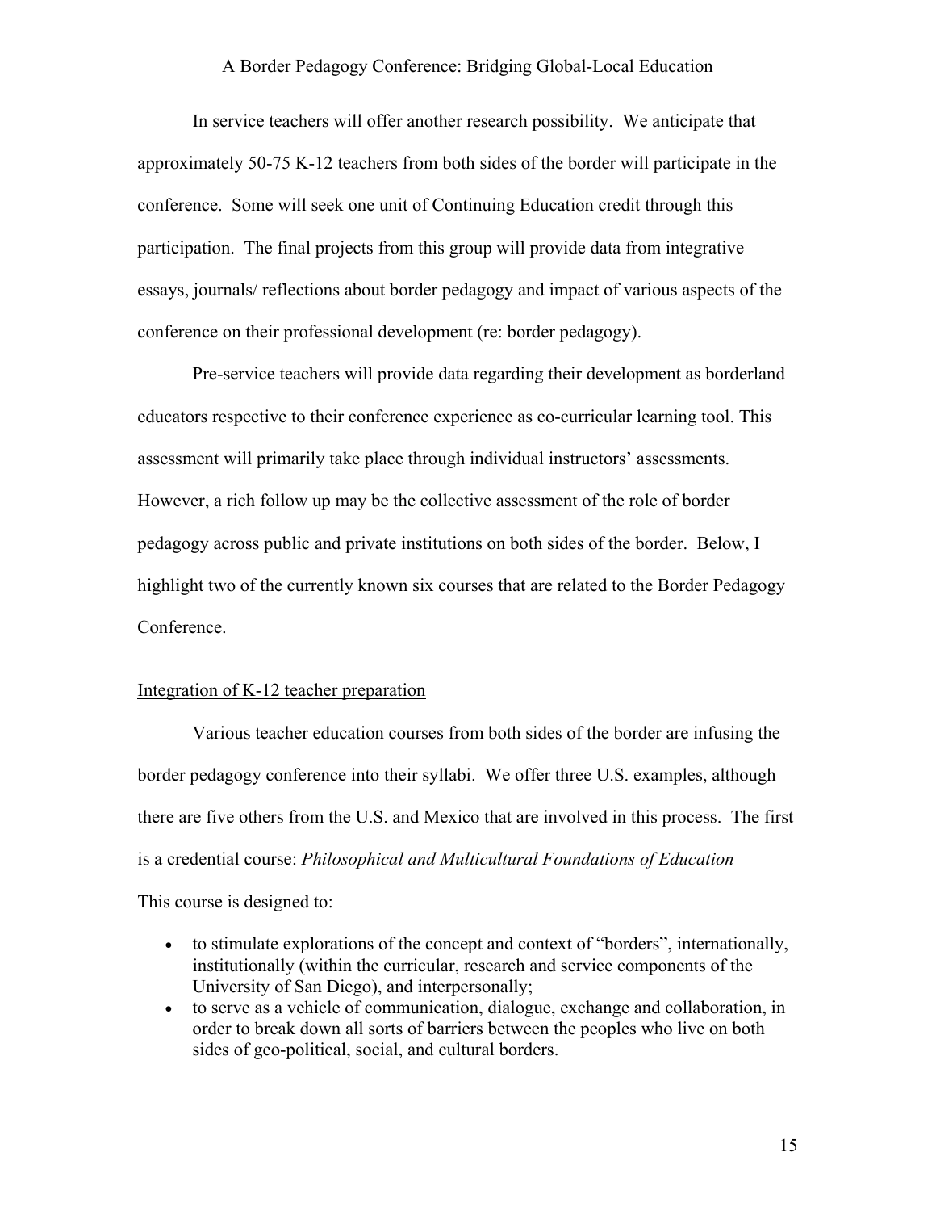In service teachers will offer another research possibility. We anticipate that approximately 50-75 K-12 teachers from both sides of the border will participate in the conference. Some will seek one unit of Continuing Education credit through this participation. The final projects from this group will provide data from integrative essays, journals/ reflections about border pedagogy and impact of various aspects of the conference on their professional development (re: border pedagogy).

Pre-service teachers will provide data regarding their development as borderland educators respective to their conference experience as co-curricular learning tool. This assessment will primarily take place through individual instructors' assessments. However, a rich follow up may be the collective assessment of the role of border pedagogy across public and private institutions on both sides of the border. Below, I highlight two of the currently known six courses that are related to the Border Pedagogy Conference.

<u>Integration of K-12 teacher preparation</u>

Various teacher education courses from both sides of the border are infusing the border pedagogy conference into their syllabi. We offer three U.S. examples, although there are five others from the U.S. and Mexico that are involved in this process. The first is a credential course: *Philosophical and Multicultural Foundations of Education*

This course is designed to:

- to stimulate explorations of the concept and context of "borders", internationally, institutionally (within the curricular, research and service components of the University of San Diego), and interpersonally;
- to serve as a vehicle of communication, dialogue, exchange and collaboration, in order to break down all sorts of barriers between the peoples who live on both sides of geo-political, social, and cultural borders.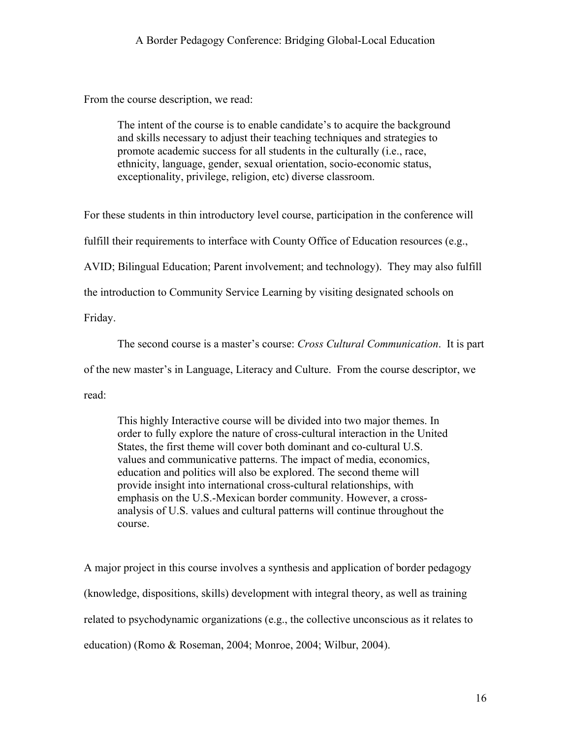From the course description, we read:

> The intent of the course is to enable candidate's to acquire the background and skills necessary to adjust their teaching techniques and strategies to promote academic success for all students in the culturally (i.e., race, ethnicity, language, gender, sexual orientation, socio-economic status, exceptionality, privilege, religion, etc) diverse classroom.

For these students in thin introductory level course, participation in the conference will fulfill their requirements to interface with County Office of Education resources (e.g., AVID; Bilingual Education; Parent involvement; and technology). They may also fulfill the introduction to Community Service Learning by visiting designated schools on Friday.

The second course is a master's course: *Cross Cultural Communication*. It is part of the new master's in Language, Literacy and Culture. From the course descriptor, we read:

> This highly Interactive course will be divided into two major themes. In order to fully explore the nature of cross-cultural interaction in the United States, the first theme will cover both dominant and co-cultural U.S. values and communicative patterns. The impact of media, economics, education and politics will also be explored. The second theme will provide insight into international cross-cultural relationships, with emphasis on the U.S.-Mexican border community. However, a cross-analysis of U.S. values and cultural patterns will continue throughout the course.

A major project in this course involves a synthesis and application of border pedagogy (knowledge, dispositions, skills) development with integral theory, as well as training related to psychodynamic organizations (e.g., the collective unconscious as it relates to education) (Romo & Roseman, 2004; Monroe, 2004; Wilbur, 2004).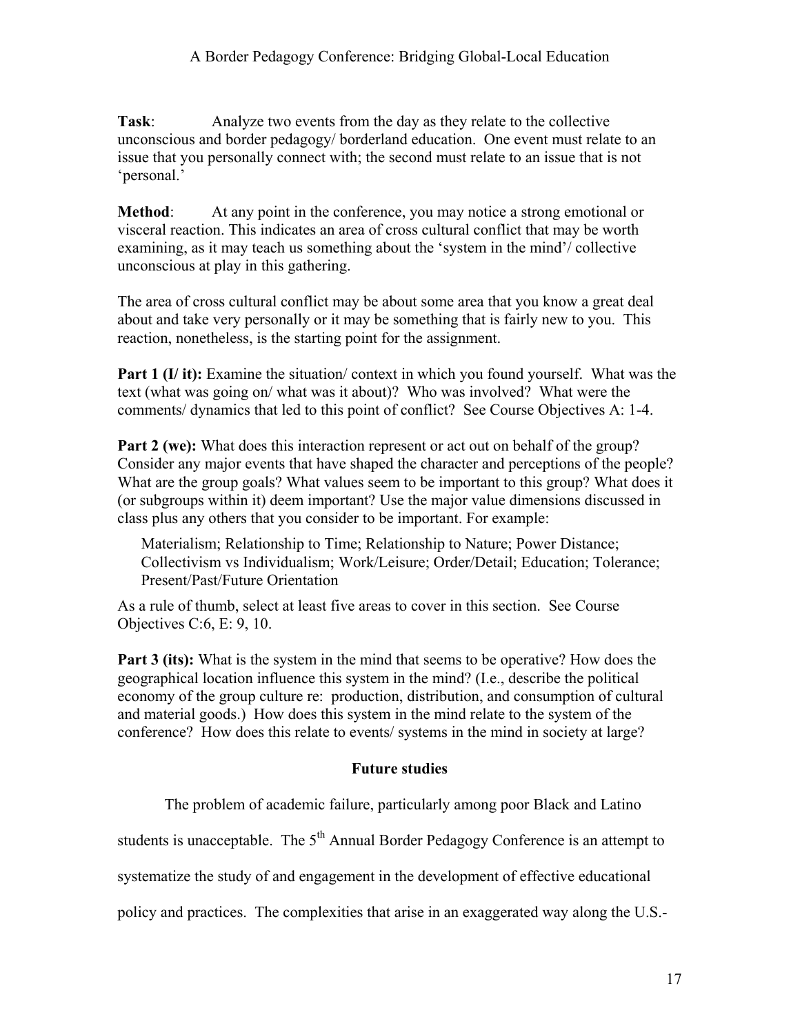**Task**: Analyze two events from the day as they relate to the collective unconscious and border pedagogy/ borderland education. One event must relate to an issue that you personally connect with; the second must relate to an issue that is not 'personal.'

**Method**: At any point in the conference, you may notice a strong emotional or visceral reaction. This indicates an area of cross cultural conflict that may be worth examining, as it may teach us something about the 'system in the mind'/ collective unconscious at play in this gathering.

The area of cross cultural conflict may be about some area that you know a great deal about and take very personally or it may be something that is fairly new to you. This reaction, nonetheless, is the starting point for the assignment.

**Part 1 (I/ it):** Examine the situation/ context in which you found yourself. What was the text (what was going on/ what was it about)? Who was involved? What were the comments/ dynamics that led to this point of conflict? See Course Objectives A: 1-4.

**Part 2 (we):** What does this interaction represent or act out on behalf of the group? Consider any major events that have shaped the character and perceptions of the people? What are the group goals? What values seem to be important to this group? What does it (or subgroups within it) deem important? Use the major value dimensions discussed in class plus any others that you consider to be important. For example:

> Materialism; Relationship to Time; Relationship to Nature; Power Distance; Collectivism vs Individualism; Work/Leisure; Order/Detail; Education; Tolerance; Present/Past/Future Orientation

As a rule of thumb, select at least five areas to cover in this section. See Course Objectives C:6, E: 9, 10.

**Part 3 (its):** What is the system in the mind that seems to be operative? How does the geographical location influence this system in the mind? (I.e., describe the political economy of the group culture re: production, distribution, and consumption of cultural and material goods.) How does this system in the mind relate to the system of the conference? How does this relate to events/ systems in the mind in society at large?

## Future studies

The problem of academic failure, particularly among poor Black and Latino students is unacceptable. The 5th Annual Border Pedagogy Conference is an attempt to systematize the study of and engagement in the development of effective educational policy and practices. The complexities that arise in an exaggerated way along the U.S.-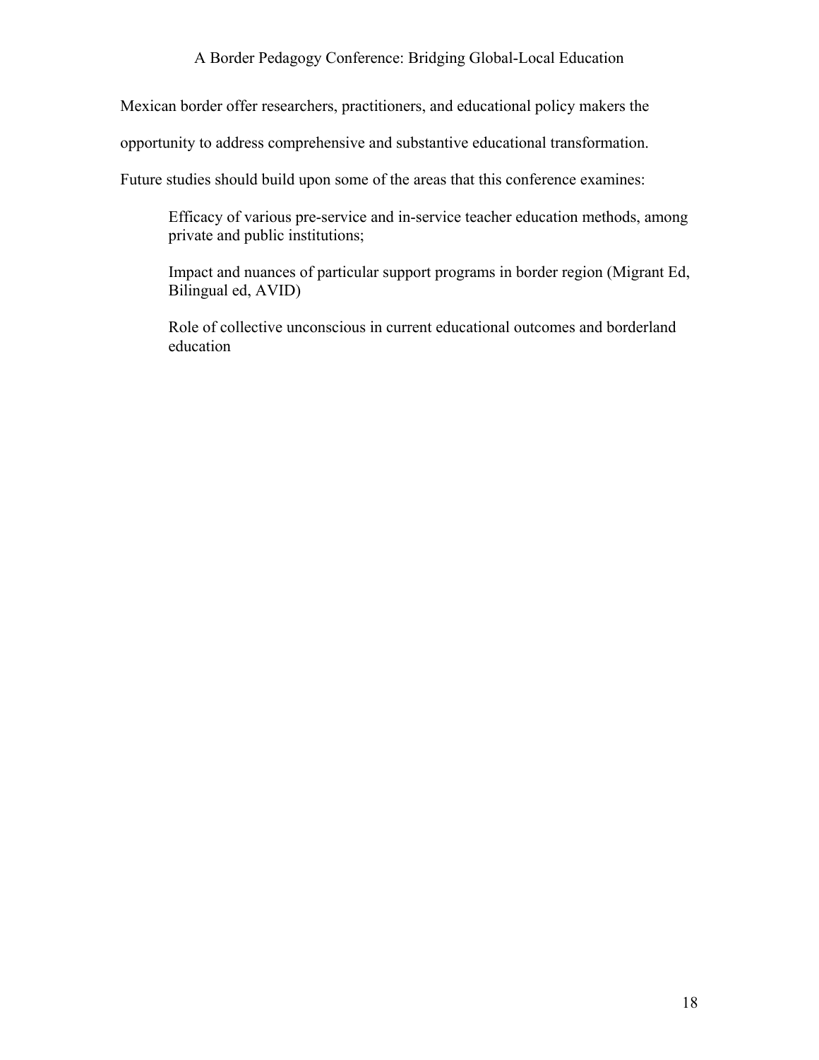Mexican border offer researchers, practitioners, and educational policy makers the opportunity to address comprehensive and substantive educational transformation.

Future studies should build upon some of the areas that this conference examines:

> Efficacy of various pre-service and in-service teacher education methods, among private and public institutions;
>
> Impact and nuances of particular support programs in border region (Migrant Ed, Bilingual ed, AVID)
>
> Role of collective unconscious in current educational outcomes and borderland education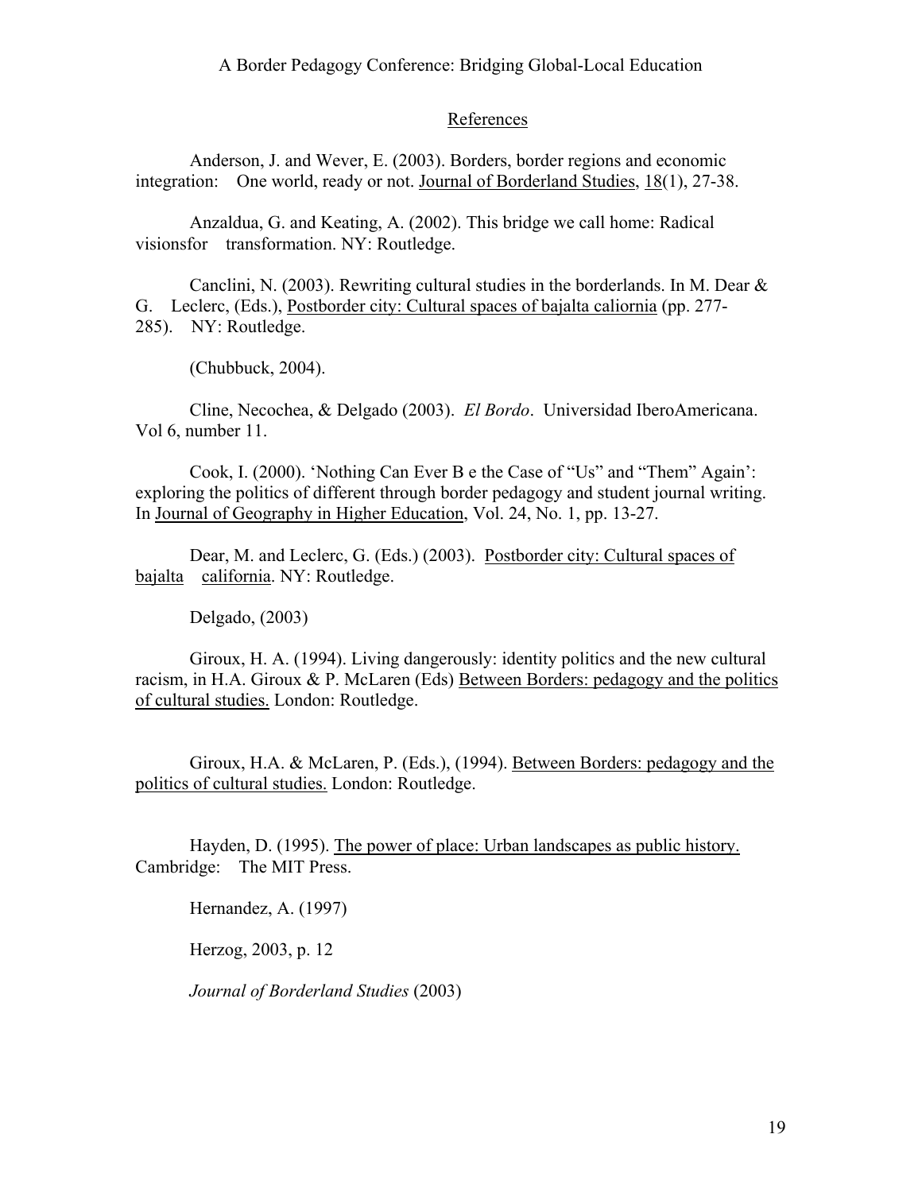## References

Anderson, J. and Wever, E. (2003). Borders, border regions and economic integration: One world, ready or not. Journal of Borderland Studies, 18(1), 27-38.

Anzaldua, G. and Keating, A. (2002). This bridge we call home: Radical visionsfor transformation. NY: Routledge.

Canclini, N. (2003). Rewriting cultural studies in the borderlands. In M. Dear & G. Leclerc, (Eds.), Postborder city: Cultural spaces of bajalta caliornia (pp. 277-285). NY: Routledge.

(Chubbuck, 2004).

Cline, Necochea, & Delgado (2003). *El Bordo*. Universidad IberoAmericana. Vol 6, number 11.

Cook, I. (2000). 'Nothing Can Ever B e the Case of "Us" and "Them" Again': exploring the politics of different through border pedagogy and student journal writing. In Journal of Geography in Higher Education, Vol. 24, No. 1, pp. 13-27.

Dear, M. and Leclerc, G. (Eds.) (2003). Postborder city: Cultural spaces of bajalta california. NY: Routledge.

Delgado, (2003)

Giroux, H. A. (1994). Living dangerously: identity politics and the new cultural racism, in H.A. Giroux & P. McLaren (Eds) Between Borders: pedagogy and the politics of cultural studies. London: Routledge.

Giroux, H.A. & McLaren, P. (Eds.), (1994). Between Borders: pedagogy and the politics of cultural studies. London: Routledge.

Hayden, D. (1995). The power of place: Urban landscapes as public history. Cambridge: The MIT Press.

Hernandez, A. (1997)

Herzog, 2003, p. 12

*Journal of Borderland Studies* (2003)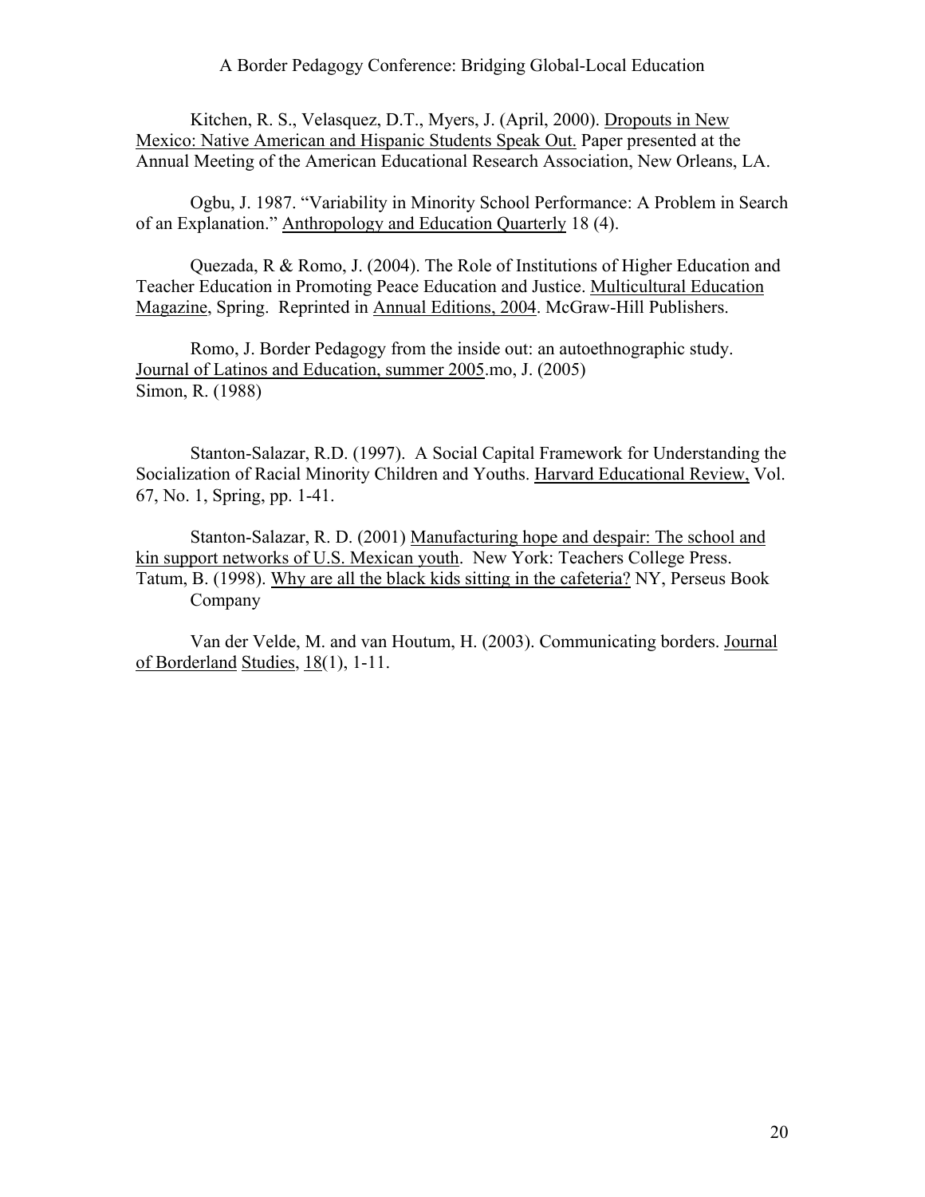Kitchen, R. S., Velasquez, D.T., Myers, J. (April, 2000). Dropouts in New Mexico: Native American and Hispanic Students Speak Out. Paper presented at the Annual Meeting of the American Educational Research Association, New Orleans, LA.

Ogbu, J. 1987. "Variability in Minority School Performance: A Problem in Search of an Explanation." Anthropology and Education Quarterly 18 (4).

Quezada, R & Romo, J. (2004). The Role of Institutions of Higher Education and Teacher Education in Promoting Peace Education and Justice. Multicultural Education Magazine, Spring. Reprinted in Annual Editions, 2004. McGraw-Hill Publishers.

Romo, J. Border Pedagogy from the inside out: an autoethnographic study. Journal of Latinos and Education, summer 2005.mo, J. (2005)
Simon, R. (1988)

Stanton-Salazar, R.D. (1997). A Social Capital Framework for Understanding the Socialization of Racial Minority Children and Youths. Harvard Educational Review, Vol. 67, No. 1, Spring, pp. 1-41.

Stanton-Salazar, R. D. (2001) Manufacturing hope and despair: The school and kin support networks of U.S. Mexican youth. New York: Teachers College Press.
Tatum, B. (1998). Why are all the black kids sitting in the cafeteria? NY, Perseus Book Company

Van der Velde, M. and van Houtum, H. (2003). Communicating borders. Journal of Borderland Studies, 18(1), 1-11.